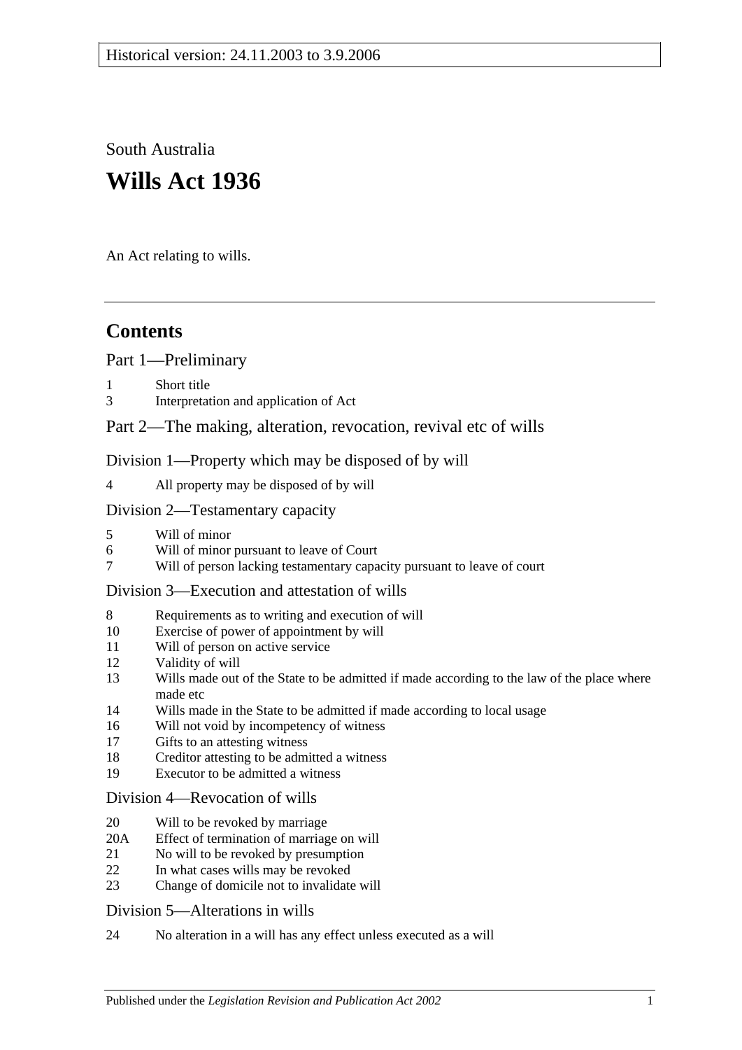Historical version: 24.11.2003 to 3.9.2006

South Australia

# Wills Act 1936

An Act relating to wills.

## Contents

Part 1—Preliminary

1 Short title
3 Interpretation and application of Act

Part 2—The making, alteration, revocation, revival etc of wills

Division 1—Property which may be disposed of by will

4 All property may be disposed of by will

Division 2—Testamentary capacity

5 Will of minor
6 Will of minor pursuant to leave of Court
7 Will of person lacking testamentary capacity pursuant to leave of court

Division 3—Execution and attestation of wills

8 Requirements as to writing and execution of will
10 Exercise of power of appointment by will
11 Will of person on active service
12 Validity of will
13 Wills made out of the State to be admitted if made according to the law of the place where made etc
14 Wills made in the State to be admitted if made according to local usage
16 Will not void by incompetency of witness
17 Gifts to an attesting witness
18 Creditor attesting to be admitted a witness
19 Executor to be admitted a witness

Division 4—Revocation of wills

20 Will to be revoked by marriage
20A Effect of termination of marriage on will
21 No will to be revoked by presumption
22 In what cases wills may be revoked
23 Change of domicile not to invalidate will

Division 5—Alterations in wills

24 No alteration in a will has any effect unless executed as a will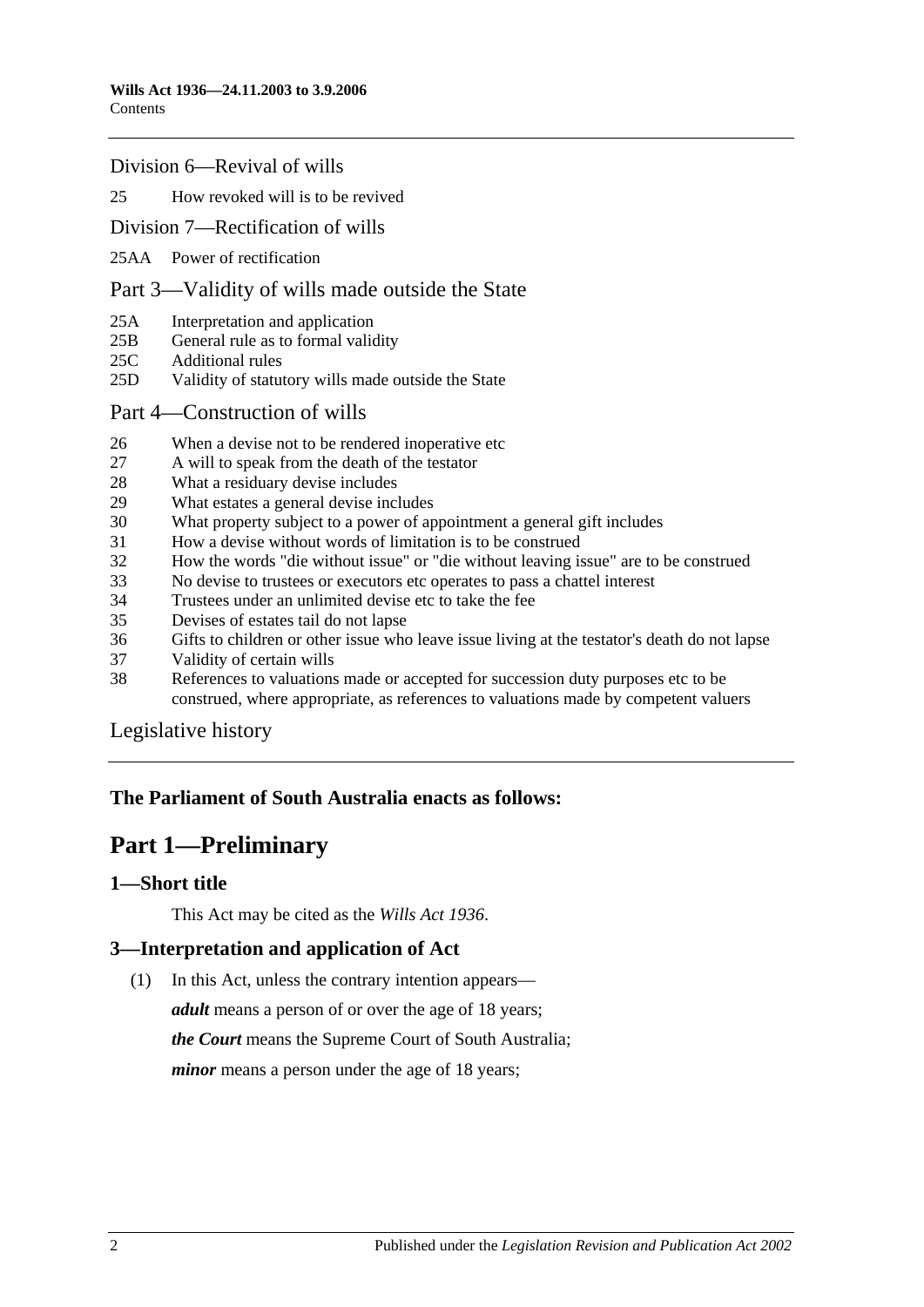Division 6—Revival of wills

25 How revoked will is to be revived

Division 7—Rectification of wills

25AA Power of rectification

Part 3—Validity of wills made outside the State

25A Interpretation and application
25B General rule as to formal validity
25C Additional rules
25D Validity of statutory wills made outside the State

Part 4—Construction of wills

26 When a devise not to be rendered inoperative etc
27 A will to speak from the death of the testator
28 What a residuary devise includes
29 What estates a general devise includes
30 What property subject to a power of appointment a general gift includes
31 How a devise without words of limitation is to be construed
32 How the words "die without issue" or "die without leaving issue" are to be construed
33 No devise to trustees or executors etc operates to pass a chattel interest
34 Trustees under an unlimited devise etc to take the fee
35 Devises of estates tail do not lapse
36 Gifts to children or other issue who leave issue living at the testator's death do not lapse
37 Validity of certain wills
38 References to valuations made or accepted for succession duty purposes etc to be construed, where appropriate, as references to valuations made by competent valuers

Legislative history

**The Parliament of South Australia enacts as follows:**

# Part 1—Preliminary

## 1—Short title

This Act may be cited as the *Wills Act 1936*.

## 3—Interpretation and application of Act

(1) In this Act, unless the contrary intention appears—

***adult*** means a person of or over the age of 18 years;

***the Court*** means the Supreme Court of South Australia;

***minor*** means a person under the age of 18 years;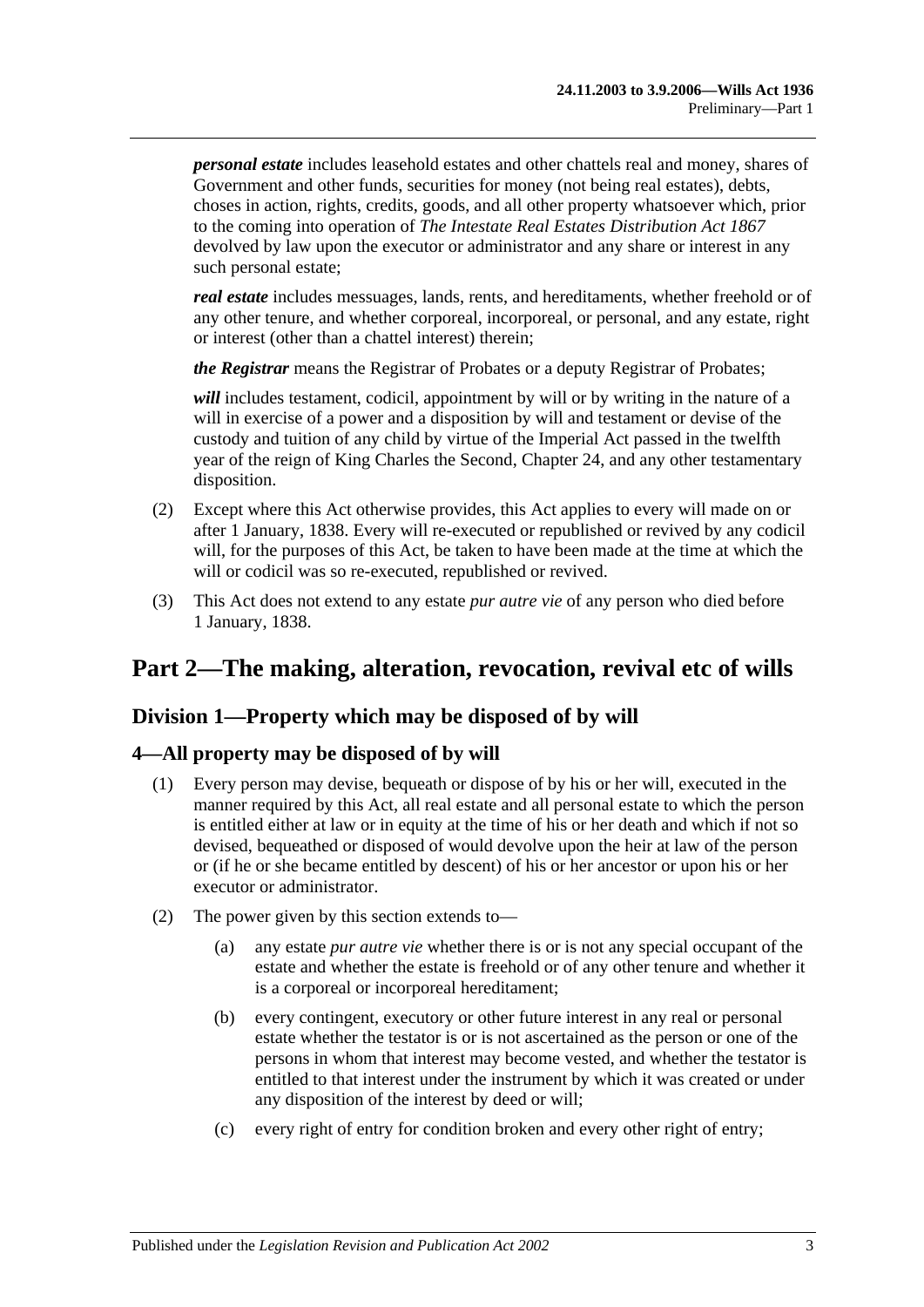***personal estate*** includes leasehold estates and other chattels real and money, shares of Government and other funds, securities for money (not being real estates), debts, choses in action, rights, credits, goods, and all other property whatsoever which, prior to the coming into operation of *The Intestate Real Estates Distribution Act 1867* devolved by law upon the executor or administrator and any share or interest in any such personal estate;

***real estate*** includes messuages, lands, rents, and hereditaments, whether freehold or of any other tenure, and whether corporeal, incorporeal, or personal, and any estate, right or interest (other than a chattel interest) therein;

***the Registrar*** means the Registrar of Probates or a deputy Registrar of Probates;

***will*** includes testament, codicil, appointment by will or by writing in the nature of a will in exercise of a power and a disposition by will and testament or devise of the custody and tuition of any child by virtue of the Imperial Act passed in the twelfth year of the reign of King Charles the Second, Chapter 24, and any other testamentary disposition.

(2) Except where this Act otherwise provides, this Act applies to every will made on or after 1 January, 1838. Every will re-executed or republished or revived by any codicil will, for the purposes of this Act, be taken to have been made at the time at which the will or codicil was so re-executed, republished or revived.

(3) This Act does not extend to any estate *pur autre vie* of any person who died before 1 January, 1838.

# Part 2—The making, alteration, revocation, revival etc of wills

## Division 1—Property which may be disposed of by will

### 4—All property may be disposed of by will

(1) Every person may devise, bequeath or dispose of by his or her will, executed in the manner required by this Act, all real estate and all personal estate to which the person is entitled either at law or in equity at the time of his or her death and which if not so devised, bequeathed or disposed of would devolve upon the heir at law of the person or (if he or she became entitled by descent) of his or her ancestor or upon his or her executor or administrator.

(2) The power given by this section extends to—

(a) any estate *pur autre vie* whether there is or is not any special occupant of the estate and whether the estate is freehold or of any other tenure and whether it is a corporeal or incorporeal hereditament;

(b) every contingent, executory or other future interest in any real or personal estate whether the testator is or is not ascertained as the person or one of the persons in whom that interest may become vested, and whether the testator is entitled to that interest under the instrument by which it was created or under any disposition of the interest by deed or will;

(c) every right of entry for condition broken and every other right of entry;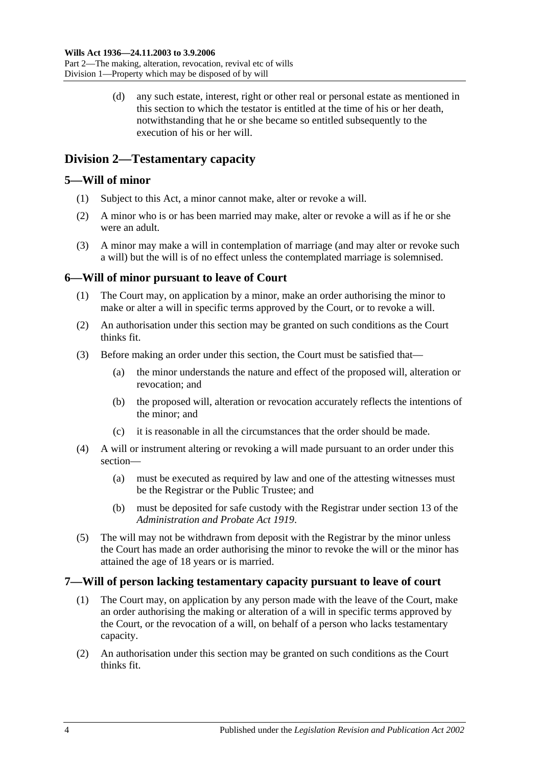(d) any such estate, interest, right or other real or personal estate as mentioned in this section to which the testator is entitled at the time of his or her death, notwithstanding that he or she became so entitled subsequently to the execution of his or her will.

## Division 2—Testamentary capacity

### 5—Will of minor

(1) Subject to this Act, a minor cannot make, alter or revoke a will.

(2) A minor who is or has been married may make, alter or revoke a will as if he or she were an adult.

(3) A minor may make a will in contemplation of marriage (and may alter or revoke such a will) but the will is of no effect unless the contemplated marriage is solemnised.

### 6—Will of minor pursuant to leave of Court

(1) The Court may, on application by a minor, make an order authorising the minor to make or alter a will in specific terms approved by the Court, or to revoke a will.

(2) An authorisation under this section may be granted on such conditions as the Court thinks fit.

(3) Before making an order under this section, the Court must be satisfied that—

(a) the minor understands the nature and effect of the proposed will, alteration or revocation; and

(b) the proposed will, alteration or revocation accurately reflects the intentions of the minor; and

(c) it is reasonable in all the circumstances that the order should be made.

(4) A will or instrument altering or revoking a will made pursuant to an order under this section—

(a) must be executed as required by law and one of the attesting witnesses must be the Registrar or the Public Trustee; and

(b) must be deposited for safe custody with the Registrar under section 13 of the *Administration and Probate Act 1919*.

(5) The will may not be withdrawn from deposit with the Registrar by the minor unless the Court has made an order authorising the minor to revoke the will or the minor has attained the age of 18 years or is married.

### 7—Will of person lacking testamentary capacity pursuant to leave of court

(1) The Court may, on application by any person made with the leave of the Court, make an order authorising the making or alteration of a will in specific terms approved by the Court, or the revocation of a will, on behalf of a person who lacks testamentary capacity.

(2) An authorisation under this section may be granted on such conditions as the Court thinks fit.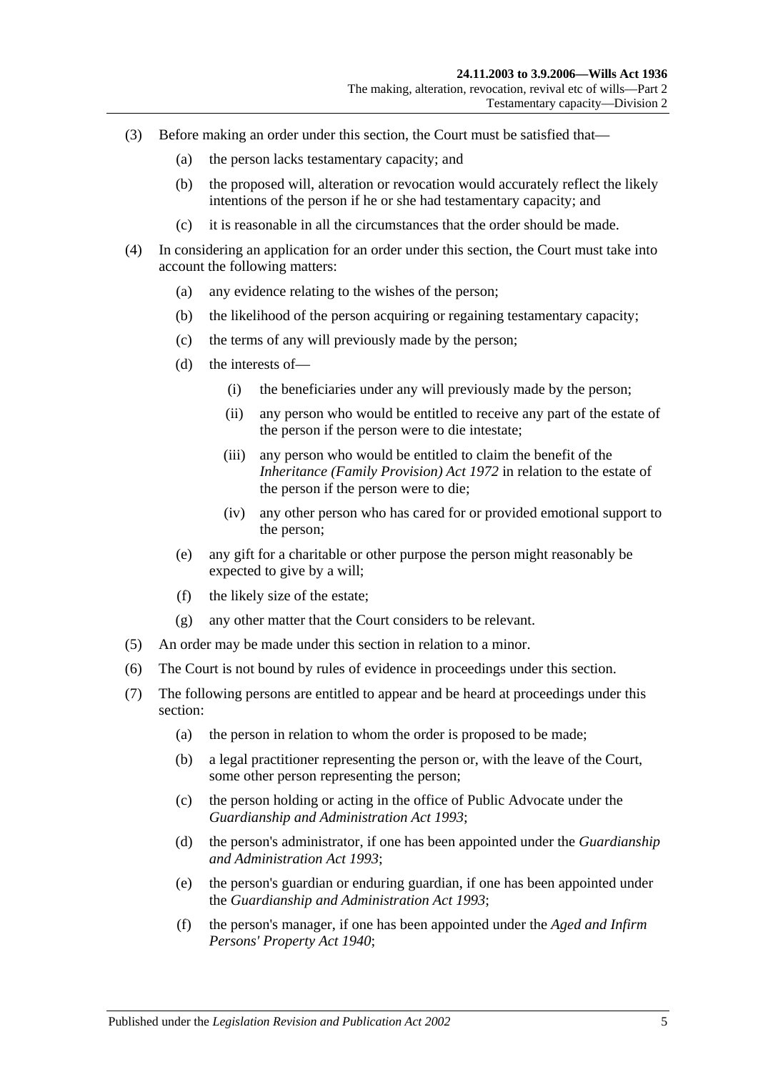(3) Before making an order under this section, the Court must be satisfied that—

  (a) the person lacks testamentary capacity; and

  (b) the proposed will, alteration or revocation would accurately reflect the likely intentions of the person if he or she had testamentary capacity; and

  (c) it is reasonable in all the circumstances that the order should be made.

(4) In considering an application for an order under this section, the Court must take into account the following matters:

  (a) any evidence relating to the wishes of the person;

  (b) the likelihood of the person acquiring or regaining testamentary capacity;

  (c) the terms of any will previously made by the person;

  (d) the interests of—

    (i) the beneficiaries under any will previously made by the person;

    (ii) any person who would be entitled to receive any part of the estate of the person if the person were to die intestate;

    (iii) any person who would be entitled to claim the benefit of the *Inheritance (Family Provision) Act 1972* in relation to the estate of the person if the person were to die;

    (iv) any other person who has cared for or provided emotional support to the person;

  (e) any gift for a charitable or other purpose the person might reasonably be expected to give by a will;

  (f) the likely size of the estate;

  (g) any other matter that the Court considers to be relevant.

(5) An order may be made under this section in relation to a minor.

(6) The Court is not bound by rules of evidence in proceedings under this section.

(7) The following persons are entitled to appear and be heard at proceedings under this section:

  (a) the person in relation to whom the order is proposed to be made;

  (b) a legal practitioner representing the person or, with the leave of the Court, some other person representing the person;

  (c) the person holding or acting in the office of Public Advocate under the *Guardianship and Administration Act 1993*;

  (d) the person's administrator, if one has been appointed under the *Guardianship and Administration Act 1993*;

  (e) the person's guardian or enduring guardian, if one has been appointed under the *Guardianship and Administration Act 1993*;

  (f) the person's manager, if one has been appointed under the *Aged and Infirm Persons' Property Act 1940*;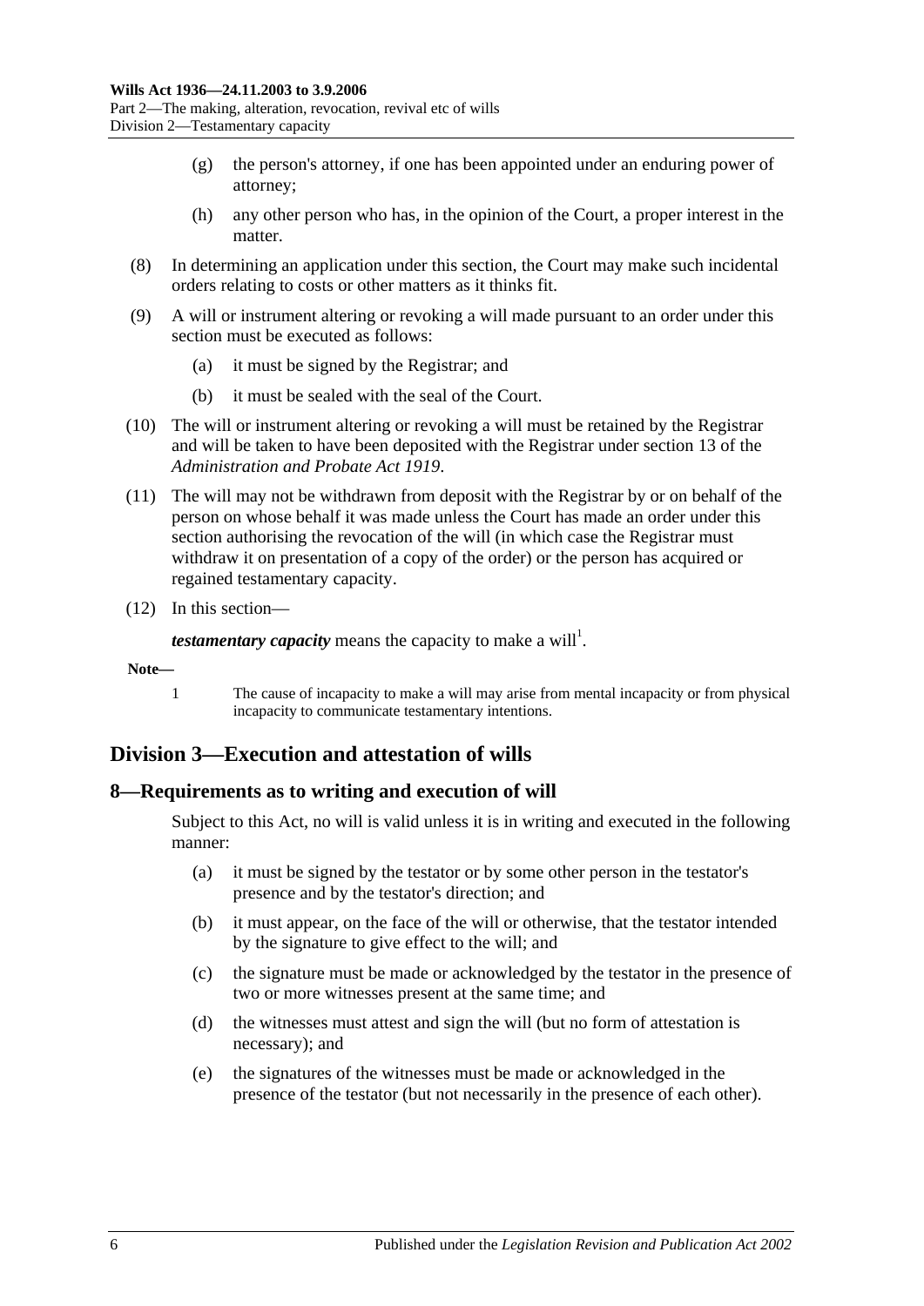(g) the person's attorney, if one has been appointed under an enduring power of attorney;

(h) any other person who has, in the opinion of the Court, a proper interest in the matter.

(8) In determining an application under this section, the Court may make such incidental orders relating to costs or other matters as it thinks fit.

(9) A will or instrument altering or revoking a will made pursuant to an order under this section must be executed as follows:

(a) it must be signed by the Registrar; and

(b) it must be sealed with the seal of the Court.

(10) The will or instrument altering or revoking a will must be retained by the Registrar and will be taken to have been deposited with the Registrar under section 13 of the *Administration and Probate Act 1919*.

(11) The will may not be withdrawn from deposit with the Registrar by or on behalf of the person on whose behalf it was made unless the Court has made an order under this section authorising the revocation of the will (in which case the Registrar must withdraw it on presentation of a copy of the order) or the person has acquired or regained testamentary capacity.

(12) In this section—

***testamentary capacity*** means the capacity to make a will[1].

**Note—**

1 The cause of incapacity to make a will may arise from mental incapacity or from physical incapacity to communicate testamentary intentions.

## Division 3—Execution and attestation of wills

### 8—Requirements as to writing and execution of will

Subject to this Act, no will is valid unless it is in writing and executed in the following manner:

(a) it must be signed by the testator or by some other person in the testator's presence and by the testator's direction; and

(b) it must appear, on the face of the will or otherwise, that the testator intended by the signature to give effect to the will; and

(c) the signature must be made or acknowledged by the testator in the presence of two or more witnesses present at the same time; and

(d) the witnesses must attest and sign the will (but no form of attestation is necessary); and

(e) the signatures of the witnesses must be made or acknowledged in the presence of the testator (but not necessarily in the presence of each other).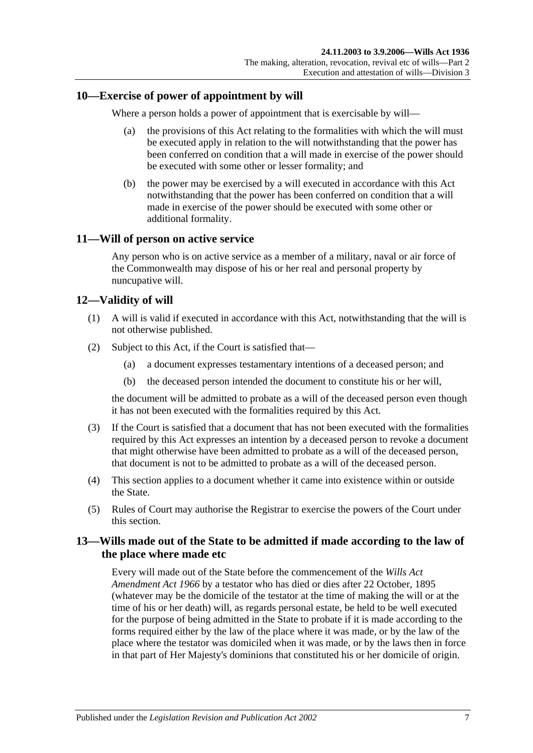## 10—Exercise of power of appointment by will

Where a person holds a power of appointment that is exercisable by will—

(a) the provisions of this Act relating to the formalities with which the will must be executed apply in relation to the will notwithstanding that the power has been conferred on condition that a will made in exercise of the power should be executed with some other or lesser formality; and

(b) the power may be exercised by a will executed in accordance with this Act notwithstanding that the power has been conferred on condition that a will made in exercise of the power should be executed with some other or additional formality.

## 11—Will of person on active service

Any person who is on active service as a member of a military, naval or air force of the Commonwealth may dispose of his or her real and personal property by nuncupative will.

## 12—Validity of will

(1) A will is valid if executed in accordance with this Act, notwithstanding that the will is not otherwise published.

(2) Subject to this Act, if the Court is satisfied that—

(a) a document expresses testamentary intentions of a deceased person; and

(b) the deceased person intended the document to constitute his or her will,

the document will be admitted to probate as a will of the deceased person even though it has not been executed with the formalities required by this Act.

(3) If the Court is satisfied that a document that has not been executed with the formalities required by this Act expresses an intention by a deceased person to revoke a document that might otherwise have been admitted to probate as a will of the deceased person, that document is not to be admitted to probate as a will of the deceased person.

(4) This section applies to a document whether it came into existence within or outside the State.

(5) Rules of Court may authorise the Registrar to exercise the powers of the Court under this section.

## 13—Wills made out of the State to be admitted if made according to the law of the place where made etc

Every will made out of the State before the commencement of the *Wills Act Amendment Act 1966* by a testator who has died or dies after 22 October, 1895 (whatever may be the domicile of the testator at the time of making the will or at the time of his or her death) will, as regards personal estate, be held to be well executed for the purpose of being admitted in the State to probate if it is made according to the forms required either by the law of the place where it was made, or by the law of the place where the testator was domiciled when it was made, or by the laws then in force in that part of Her Majesty's dominions that constituted his or her domicile of origin.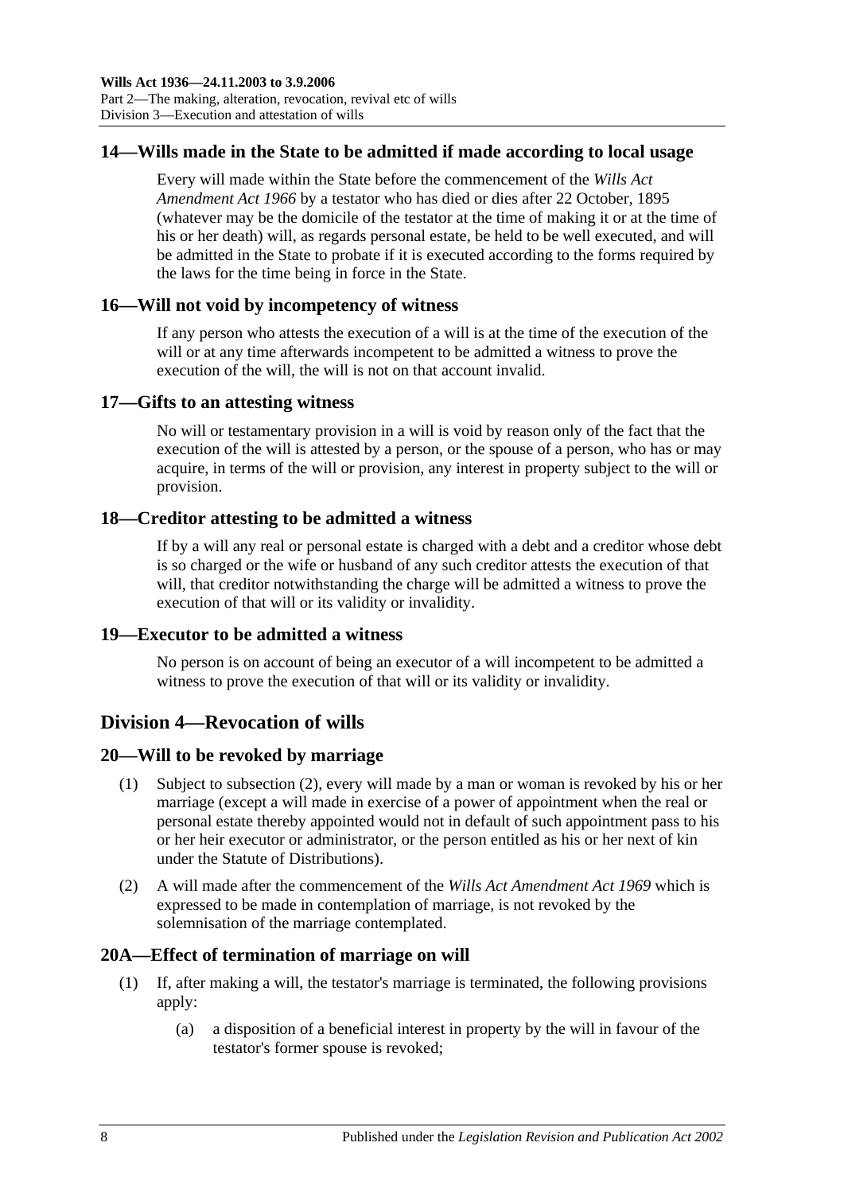## 14—Wills made in the State to be admitted if made according to local usage

Every will made within the State before the commencement of the *Wills Act Amendment Act 1966* by a testator who has died or dies after 22 October, 1895 (whatever may be the domicile of the testator at the time of making it or at the time of his or her death) will, as regards personal estate, be held to be well executed, and will be admitted in the State to probate if it is executed according to the forms required by the laws for the time being in force in the State.

## 16—Will not void by incompetency of witness

If any person who attests the execution of a will is at the time of the execution of the will or at any time afterwards incompetent to be admitted a witness to prove the execution of the will, the will is not on that account invalid.

## 17—Gifts to an attesting witness

No will or testamentary provision in a will is void by reason only of the fact that the execution of the will is attested by a person, or the spouse of a person, who has or may acquire, in terms of the will or provision, any interest in property subject to the will or provision.

## 18—Creditor attesting to be admitted a witness

If by a will any real or personal estate is charged with a debt and a creditor whose debt is so charged or the wife or husband of any such creditor attests the execution of that will, that creditor notwithstanding the charge will be admitted a witness to prove the execution of that will or its validity or invalidity.

## 19—Executor to be admitted a witness

No person is on account of being an executor of a will incompetent to be admitted a witness to prove the execution of that will or its validity or invalidity.

# Division 4—Revocation of wills

## 20—Will to be revoked by marriage

(1) Subject to subsection (2), every will made by a man or woman is revoked by his or her marriage (except a will made in exercise of a power of appointment when the real or personal estate thereby appointed would not in default of such appointment pass to his or her heir executor or administrator, or the person entitled as his or her next of kin under the Statute of Distributions).

(2) A will made after the commencement of the *Wills Act Amendment Act 1969* which is expressed to be made in contemplation of marriage, is not revoked by the solemnisation of the marriage contemplated.

## 20A—Effect of termination of marriage on will

(1) If, after making a will, the testator's marriage is terminated, the following provisions apply:

(a) a disposition of a beneficial interest in property by the will in favour of the testator's former spouse is revoked;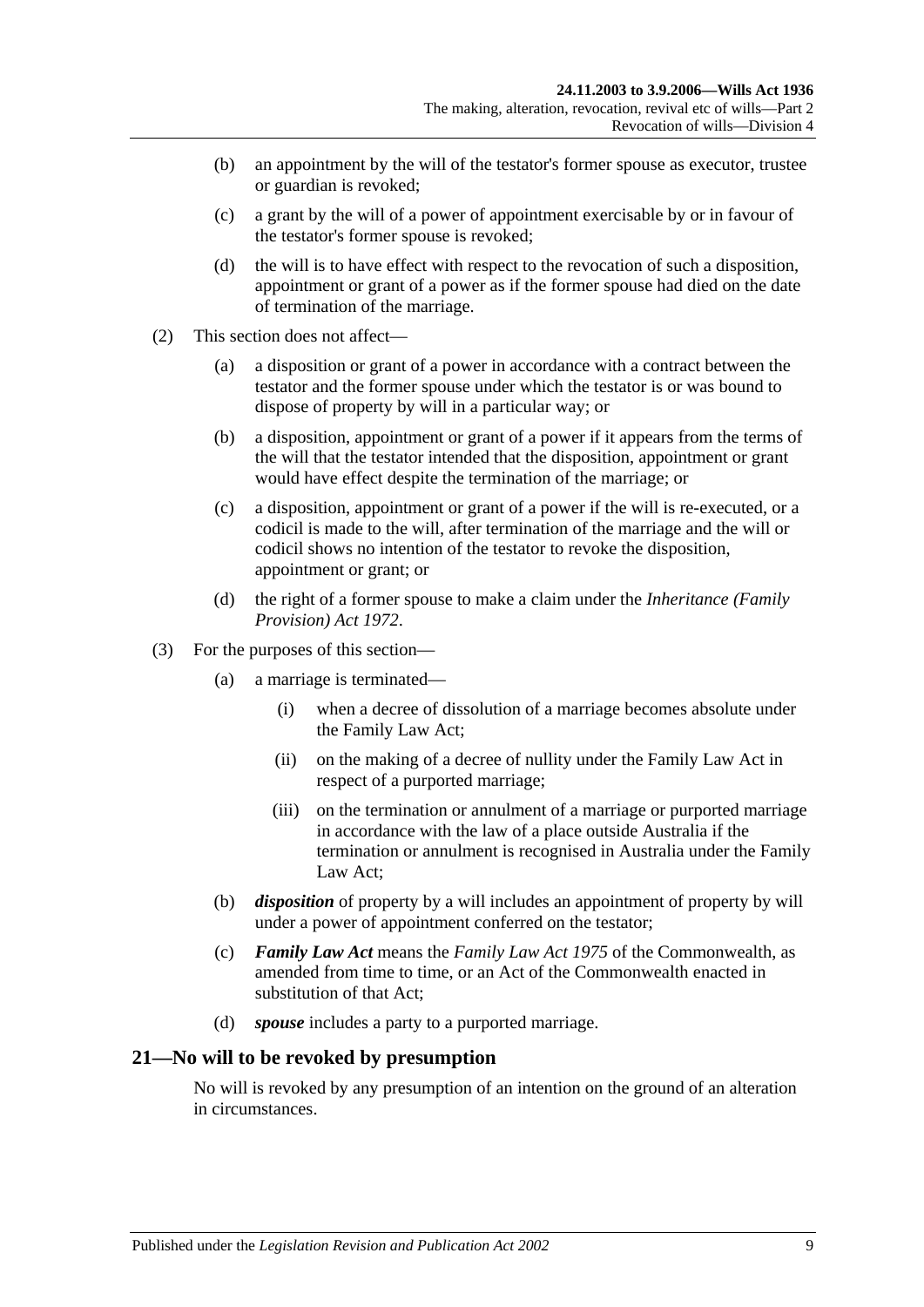(b) an appointment by the will of the testator's former spouse as executor, trustee or guardian is revoked;

(c) a grant by the will of a power of appointment exercisable by or in favour of the testator's former spouse is revoked;

(d) the will is to have effect with respect to the revocation of such a disposition, appointment or grant of a power as if the former spouse had died on the date of termination of the marriage.

(2) This section does not affect—

(a) a disposition or grant of a power in accordance with a contract between the testator and the former spouse under which the testator is or was bound to dispose of property by will in a particular way; or

(b) a disposition, appointment or grant of a power if it appears from the terms of the will that the testator intended that the disposition, appointment or grant would have effect despite the termination of the marriage; or

(c) a disposition, appointment or grant of a power if the will is re-executed, or a codicil is made to the will, after termination of the marriage and the will or codicil shows no intention of the testator to revoke the disposition, appointment or grant; or

(d) the right of a former spouse to make a claim under the *Inheritance (Family Provision) Act 1972*.

(3) For the purposes of this section—

(a) a marriage is terminated—

(i) when a decree of dissolution of a marriage becomes absolute under the Family Law Act;

(ii) on the making of a decree of nullity under the Family Law Act in respect of a purported marriage;

(iii) on the termination or annulment of a marriage or purported marriage in accordance with the law of a place outside Australia if the termination or annulment is recognised in Australia under the Family Law Act;

(b) ***disposition*** of property by a will includes an appointment of property by will under a power of appointment conferred on the testator;

(c) ***Family Law Act*** means the *Family Law Act 1975* of the Commonwealth, as amended from time to time, or an Act of the Commonwealth enacted in substitution of that Act;

(d) ***spouse*** includes a party to a purported marriage.

## 21—No will to be revoked by presumption

No will is revoked by any presumption of an intention on the ground of an alteration in circumstances.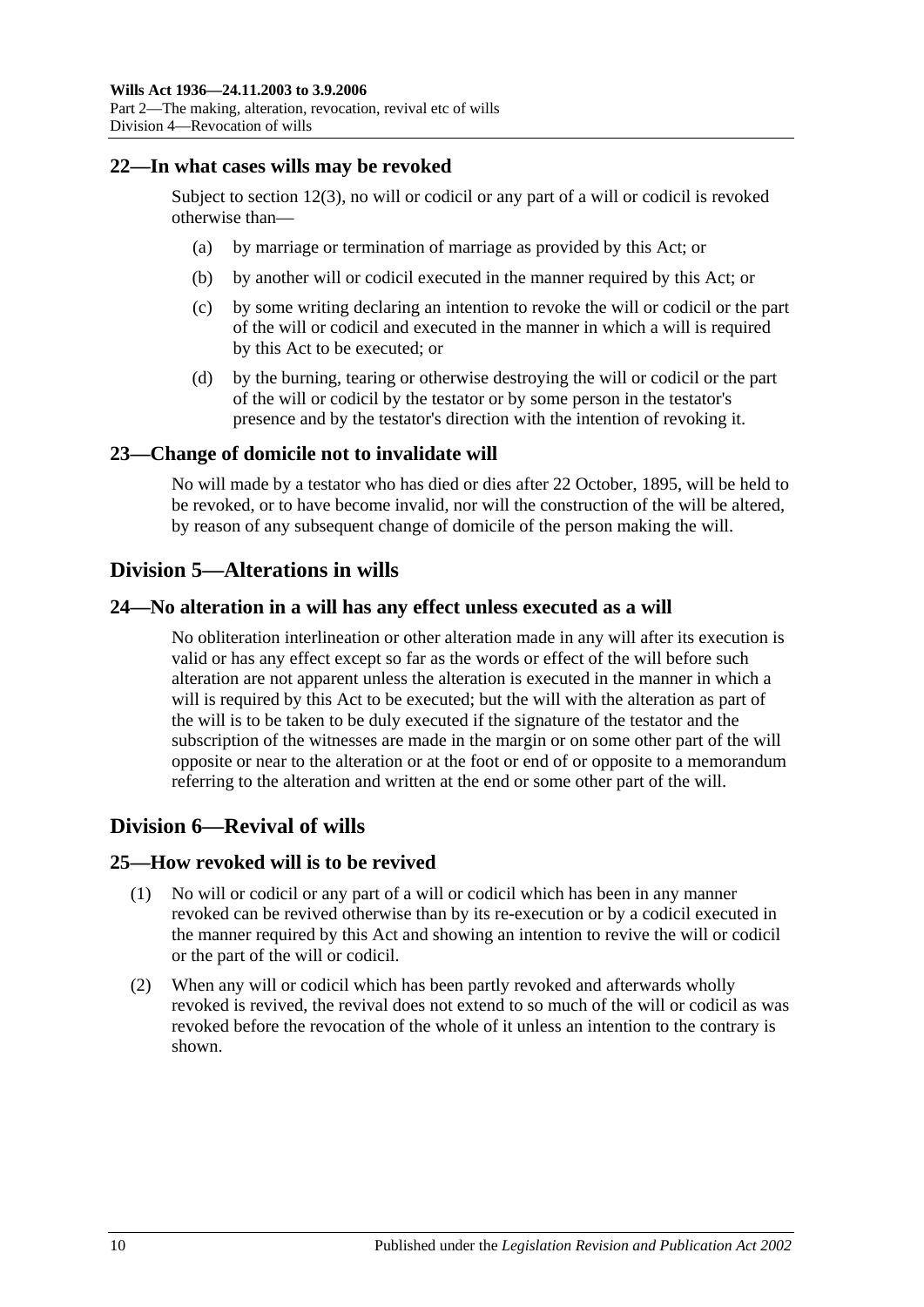## 22—In what cases wills may be revoked

Subject to section 12(3), no will or codicil or any part of a will or codicil is revoked otherwise than—

(a) by marriage or termination of marriage as provided by this Act; or

(b) by another will or codicil executed in the manner required by this Act; or

(c) by some writing declaring an intention to revoke the will or codicil or the part of the will or codicil and executed in the manner in which a will is required by this Act to be executed; or

(d) by the burning, tearing or otherwise destroying the will or codicil or the part of the will or codicil by the testator or by some person in the testator's presence and by the testator's direction with the intention of revoking it.

## 23—Change of domicile not to invalidate will

No will made by a testator who has died or dies after 22 October, 1895, will be held to be revoked, or to have become invalid, nor will the construction of the will be altered, by reason of any subsequent change of domicile of the person making the will.

# Division 5—Alterations in wills

## 24—No alteration in a will has any effect unless executed as a will

No obliteration interlineation or other alteration made in any will after its execution is valid or has any effect except so far as the words or effect of the will before such alteration are not apparent unless the alteration is executed in the manner in which a will is required by this Act to be executed; but the will with the alteration as part of the will is to be taken to be duly executed if the signature of the testator and the subscription of the witnesses are made in the margin or on some other part of the will opposite or near to the alteration or at the foot or end of or opposite to a memorandum referring to the alteration and written at the end or some other part of the will.

# Division 6—Revival of wills

## 25—How revoked will is to be revived

(1) No will or codicil or any part of a will or codicil which has been in any manner revoked can be revived otherwise than by its re-execution or by a codicil executed in the manner required by this Act and showing an intention to revive the will or codicil or the part of the will or codicil.

(2) When any will or codicil which has been partly revoked and afterwards wholly revoked is revived, the revival does not extend to so much of the will or codicil as was revoked before the revocation of the whole of it unless an intention to the contrary is shown.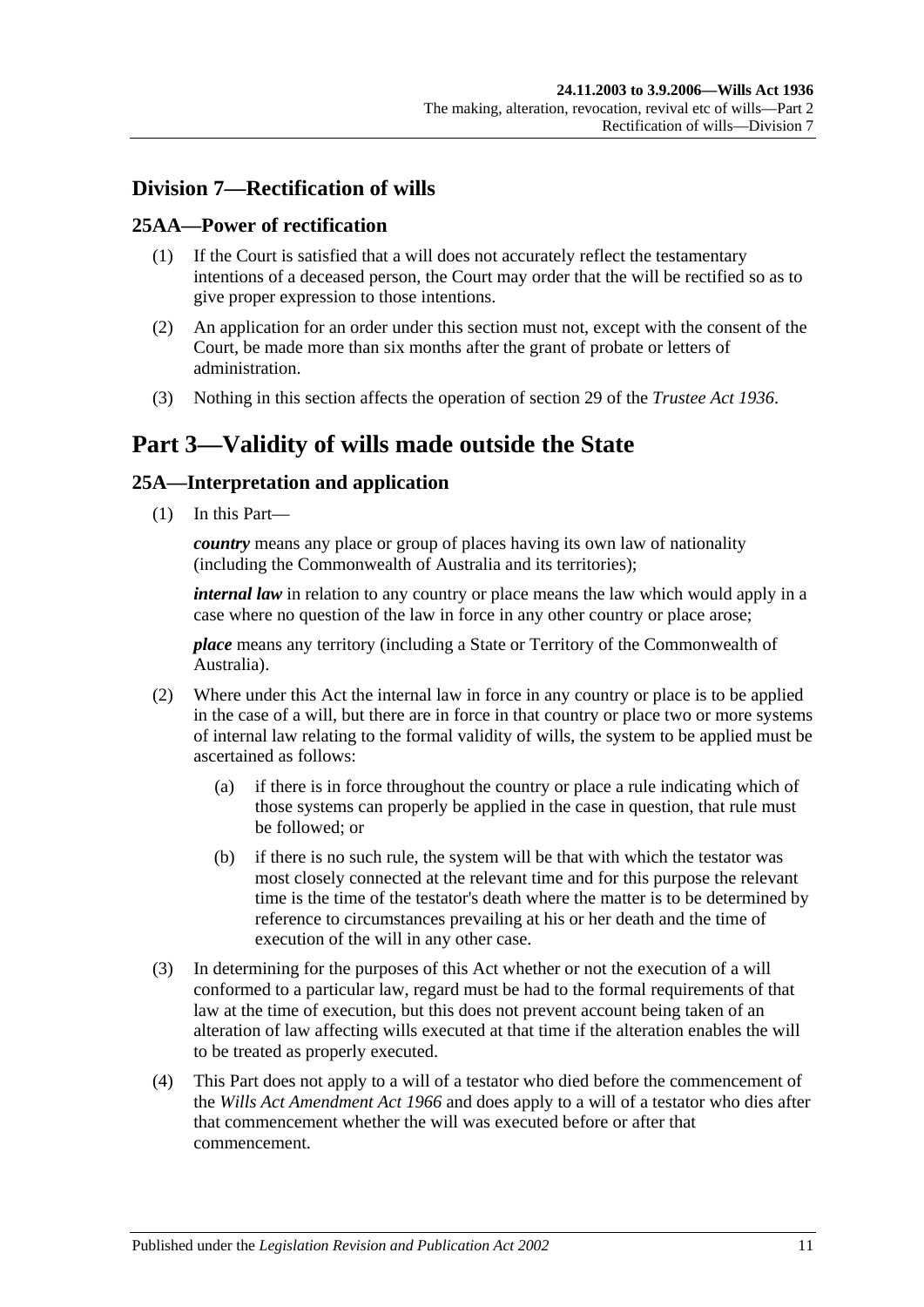## Division 7—Rectification of wills

### 25AA—Power of rectification

(1) If the Court is satisfied that a will does not accurately reflect the testamentary intentions of a deceased person, the Court may order that the will be rectified so as to give proper expression to those intentions.

(2) An application for an order under this section must not, except with the consent of the Court, be made more than six months after the grant of probate or letters of administration.

(3) Nothing in this section affects the operation of section 29 of the *Trustee Act 1936*.

# Part 3—Validity of wills made outside the State

### 25A—Interpretation and application

(1) In this Part—

***country*** means any place or group of places having its own law of nationality (including the Commonwealth of Australia and its territories);

***internal law*** in relation to any country or place means the law which would apply in a case where no question of the law in force in any other country or place arose;

***place*** means any territory (including a State or Territory of the Commonwealth of Australia).

(2) Where under this Act the internal law in force in any country or place is to be applied in the case of a will, but there are in force in that country or place two or more systems of internal law relating to the formal validity of wills, the system to be applied must be ascertained as follows:

- (a) if there is in force throughout the country or place a rule indicating which of those systems can properly be applied in the case in question, that rule must be followed; or
- (b) if there is no such rule, the system will be that with which the testator was most closely connected at the relevant time and for this purpose the relevant time is the time of the testator's death where the matter is to be determined by reference to circumstances prevailing at his or her death and the time of execution of the will in any other case.

(3) In determining for the purposes of this Act whether or not the execution of a will conformed to a particular law, regard must be had to the formal requirements of that law at the time of execution, but this does not prevent account being taken of an alteration of law affecting wills executed at that time if the alteration enables the will to be treated as properly executed.

(4) This Part does not apply to a will of a testator who died before the commencement of the *Wills Act Amendment Act 1966* and does apply to a will of a testator who dies after that commencement whether the will was executed before or after that commencement.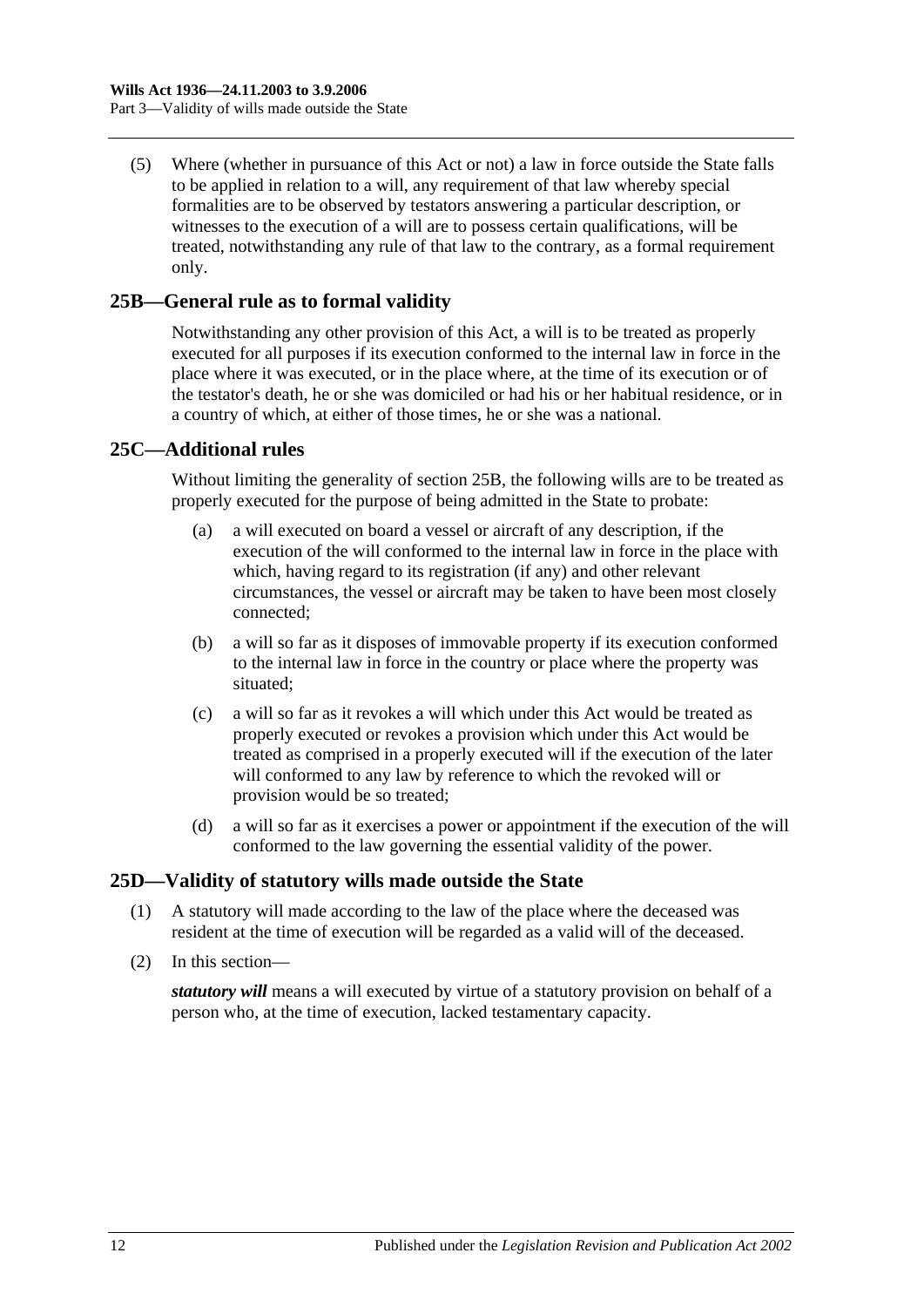(5) Where (whether in pursuance of this Act or not) a law in force outside the State falls to be applied in relation to a will, any requirement of that law whereby special formalities are to be observed by testators answering a particular description, or witnesses to the execution of a will are to possess certain qualifications, will be treated, notwithstanding any rule of that law to the contrary, as a formal requirement only.

## 25B—General rule as to formal validity

Notwithstanding any other provision of this Act, a will is to be treated as properly executed for all purposes if its execution conformed to the internal law in force in the place where it was executed, or in the place where, at the time of its execution or of the testator's death, he or she was domiciled or had his or her habitual residence, or in a country of which, at either of those times, he or she was a national.

## 25C—Additional rules

Without limiting the generality of section 25B, the following wills are to be treated as properly executed for the purpose of being admitted in the State to probate:

(a) a will executed on board a vessel or aircraft of any description, if the execution of the will conformed to the internal law in force in the place with which, having regard to its registration (if any) and other relevant circumstances, the vessel or aircraft may be taken to have been most closely connected;

(b) a will so far as it disposes of immovable property if its execution conformed to the internal law in force in the country or place where the property was situated;

(c) a will so far as it revokes a will which under this Act would be treated as properly executed or revokes a provision which under this Act would be treated as comprised in a properly executed will if the execution of the later will conformed to any law by reference to which the revoked will or provision would be so treated;

(d) a will so far as it exercises a power or appointment if the execution of the will conformed to the law governing the essential validity of the power.

## 25D—Validity of statutory wills made outside the State

(1) A statutory will made according to the law of the place where the deceased was resident at the time of execution will be regarded as a valid will of the deceased.

(2) In this section—

***statutory will*** means a will executed by virtue of a statutory provision on behalf of a person who, at the time of execution, lacked testamentary capacity.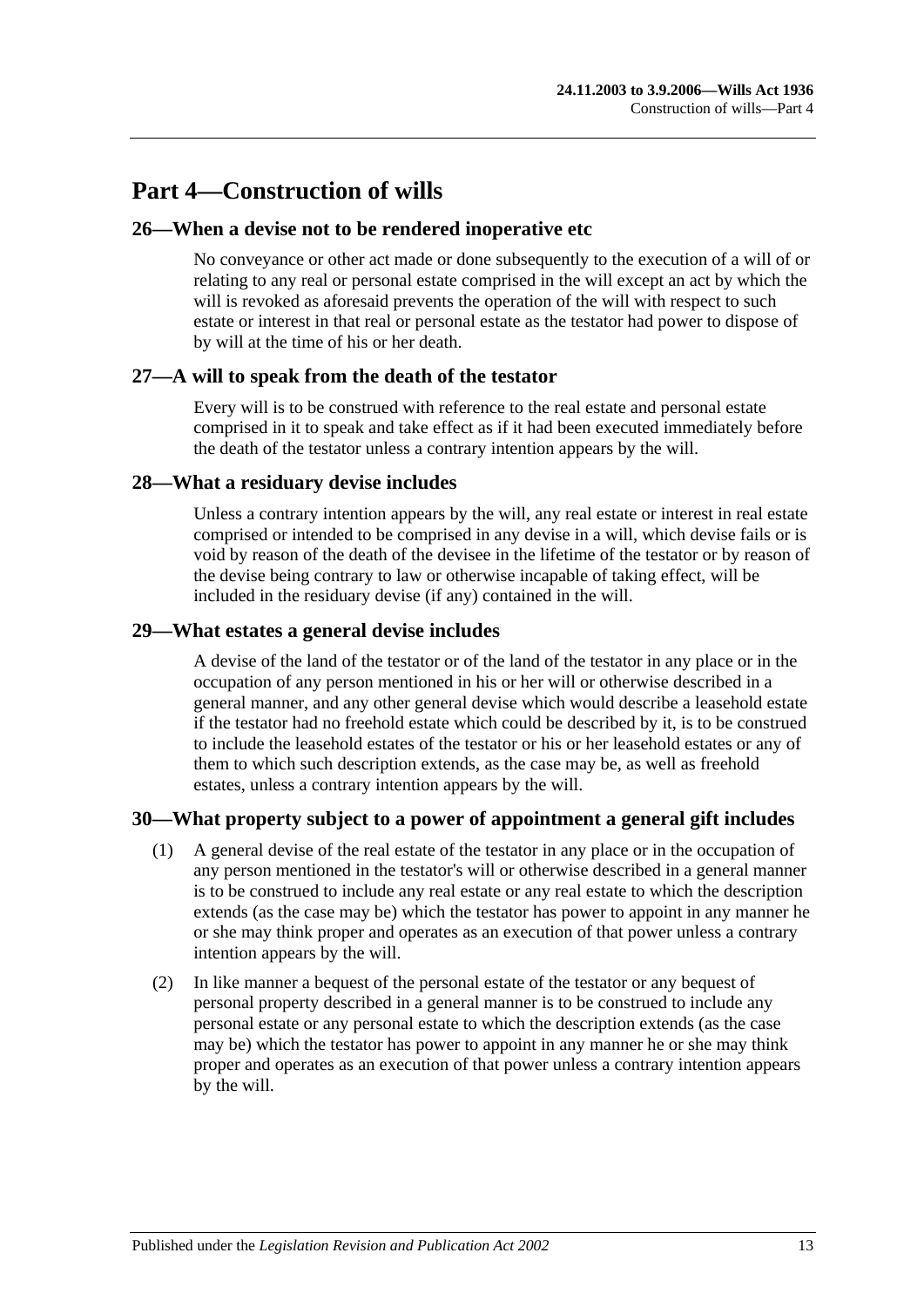# Part 4—Construction of wills

## 26—When a devise not to be rendered inoperative etc

No conveyance or other act made or done subsequently to the execution of a will of or relating to any real or personal estate comprised in the will except an act by which the will is revoked as aforesaid prevents the operation of the will with respect to such estate or interest in that real or personal estate as the testator had power to dispose of by will at the time of his or her death.

## 27—A will to speak from the death of the testator

Every will is to be construed with reference to the real estate and personal estate comprised in it to speak and take effect as if it had been executed immediately before the death of the testator unless a contrary intention appears by the will.

## 28—What a residuary devise includes

Unless a contrary intention appears by the will, any real estate or interest in real estate comprised or intended to be comprised in any devise in a will, which devise fails or is void by reason of the death of the devisee in the lifetime of the testator or by reason of the devise being contrary to law or otherwise incapable of taking effect, will be included in the residuary devise (if any) contained in the will.

## 29—What estates a general devise includes

A devise of the land of the testator or of the land of the testator in any place or in the occupation of any person mentioned in his or her will or otherwise described in a general manner, and any other general devise which would describe a leasehold estate if the testator had no freehold estate which could be described by it, is to be construed to include the leasehold estates of the testator or his or her leasehold estates or any of them to which such description extends, as the case may be, as well as freehold estates, unless a contrary intention appears by the will.

## 30—What property subject to a power of appointment a general gift includes

(1) A general devise of the real estate of the testator in any place or in the occupation of any person mentioned in the testator's will or otherwise described in a general manner is to be construed to include any real estate or any real estate to which the description extends (as the case may be) which the testator has power to appoint in any manner he or she may think proper and operates as an execution of that power unless a contrary intention appears by the will.

(2) In like manner a bequest of the personal estate of the testator or any bequest of personal property described in a general manner is to be construed to include any personal estate or any personal estate to which the description extends (as the case may be) which the testator has power to appoint in any manner he or she may think proper and operates as an execution of that power unless a contrary intention appears by the will.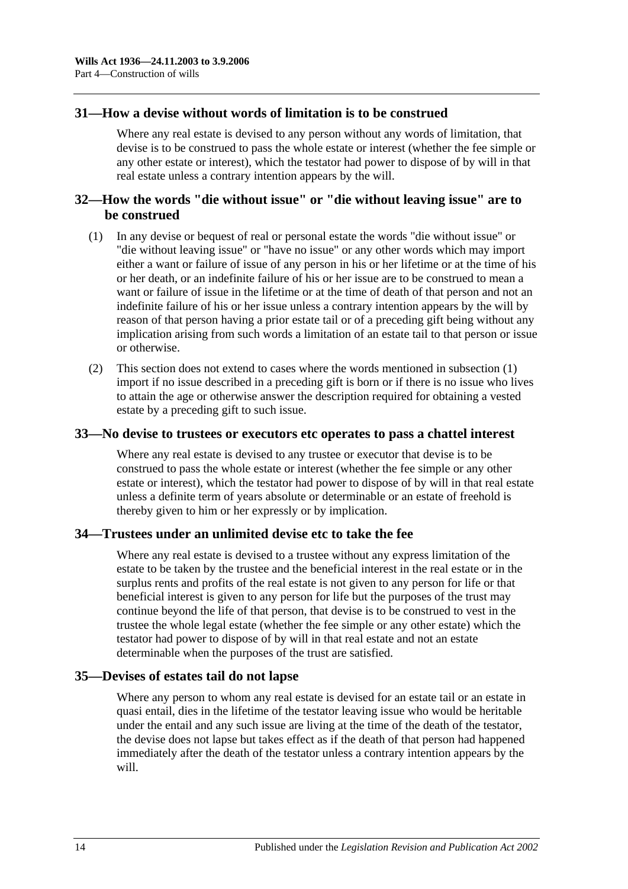## 31—How a devise without words of limitation is to be construed

Where any real estate is devised to any person without any words of limitation, that devise is to be construed to pass the whole estate or interest (whether the fee simple or any other estate or interest), which the testator had power to dispose of by will in that real estate unless a contrary intention appears by the will.

## 32—How the words "die without issue" or "die without leaving issue" are to be construed

(1) In any devise or bequest of real or personal estate the words "die without issue" or "die without leaving issue" or "have no issue" or any other words which may import either a want or failure of issue of any person in his or her lifetime or at the time of his or her death, or an indefinite failure of his or her issue are to be construed to mean a want or failure of issue in the lifetime or at the time of death of that person and not an indefinite failure of his or her issue unless a contrary intention appears by the will by reason of that person having a prior estate tail or of a preceding gift being without any implication arising from such words a limitation of an estate tail to that person or issue or otherwise.

(2) This section does not extend to cases where the words mentioned in subsection (1) import if no issue described in a preceding gift is born or if there is no issue who lives to attain the age or otherwise answer the description required for obtaining a vested estate by a preceding gift to such issue.

## 33—No devise to trustees or executors etc operates to pass a chattel interest

Where any real estate is devised to any trustee or executor that devise is to be construed to pass the whole estate or interest (whether the fee simple or any other estate or interest), which the testator had power to dispose of by will in that real estate unless a definite term of years absolute or determinable or an estate of freehold is thereby given to him or her expressly or by implication.

## 34—Trustees under an unlimited devise etc to take the fee

Where any real estate is devised to a trustee without any express limitation of the estate to be taken by the trustee and the beneficial interest in the real estate or in the surplus rents and profits of the real estate is not given to any person for life or that beneficial interest is given to any person for life but the purposes of the trust may continue beyond the life of that person, that devise is to be construed to vest in the trustee the whole legal estate (whether the fee simple or any other estate) which the testator had power to dispose of by will in that real estate and not an estate determinable when the purposes of the trust are satisfied.

## 35—Devises of estates tail do not lapse

Where any person to whom any real estate is devised for an estate tail or an estate in quasi entail, dies in the lifetime of the testator leaving issue who would be heritable under the entail and any such issue are living at the time of the death of the testator, the devise does not lapse but takes effect as if the death of that person had happened immediately after the death of the testator unless a contrary intention appears by the will.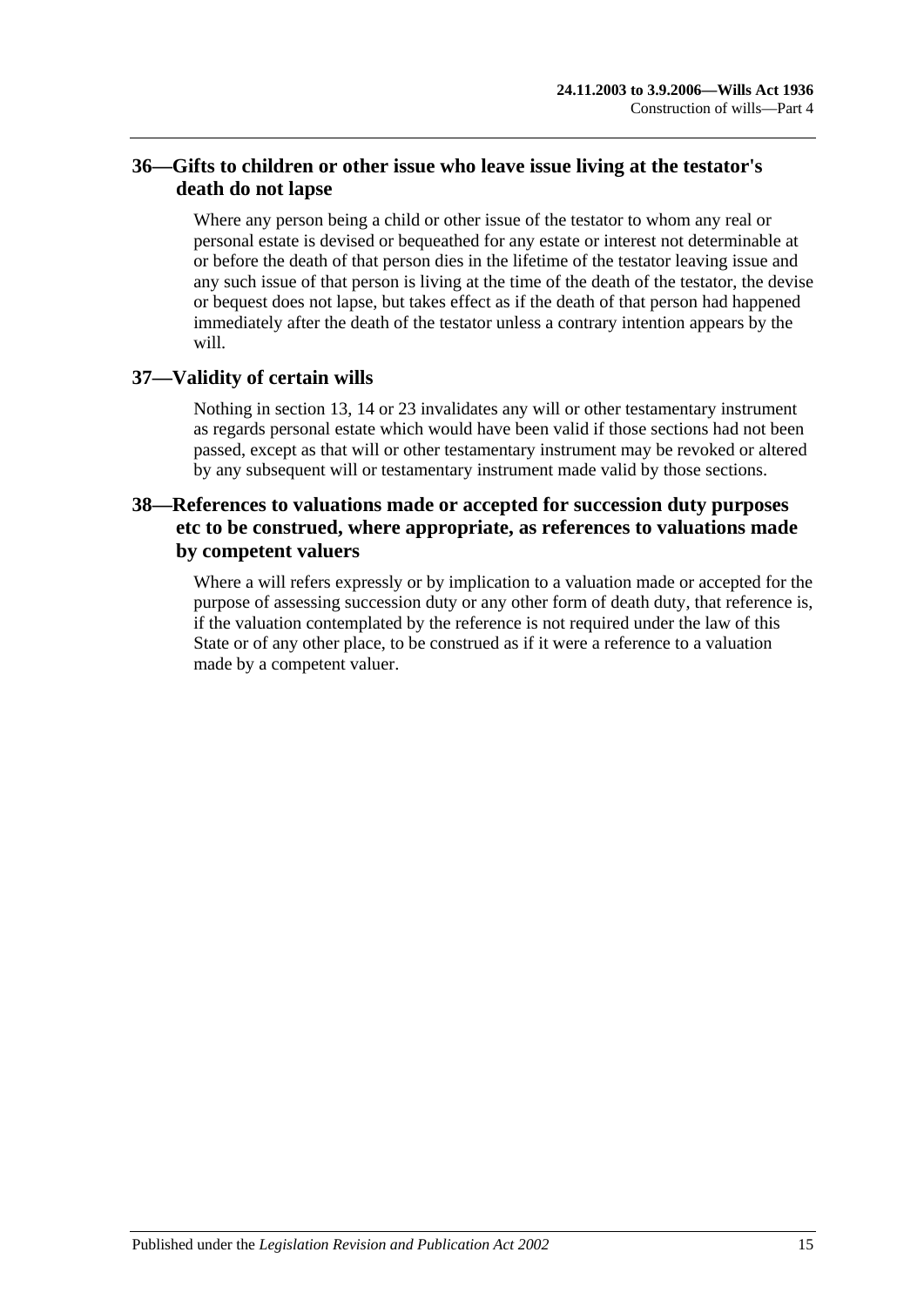## 36—Gifts to children or other issue who leave issue living at the testator's death do not lapse

Where any person being a child or other issue of the testator to whom any real or personal estate is devised or bequeathed for any estate or interest not determinable at or before the death of that person dies in the lifetime of the testator leaving issue and any such issue of that person is living at the time of the death of the testator, the devise or bequest does not lapse, but takes effect as if the death of that person had happened immediately after the death of the testator unless a contrary intention appears by the will.

## 37—Validity of certain wills

Nothing in section 13, 14 or 23 invalidates any will or other testamentary instrument as regards personal estate which would have been valid if those sections had not been passed, except as that will or other testamentary instrument may be revoked or altered by any subsequent will or testamentary instrument made valid by those sections.

## 38—References to valuations made or accepted for succession duty purposes etc to be construed, where appropriate, as references to valuations made by competent valuers

Where a will refers expressly or by implication to a valuation made or accepted for the purpose of assessing succession duty or any other form of death duty, that reference is, if the valuation contemplated by the reference is not required under the law of this State or of any other place, to be construed as if it were a reference to a valuation made by a competent valuer.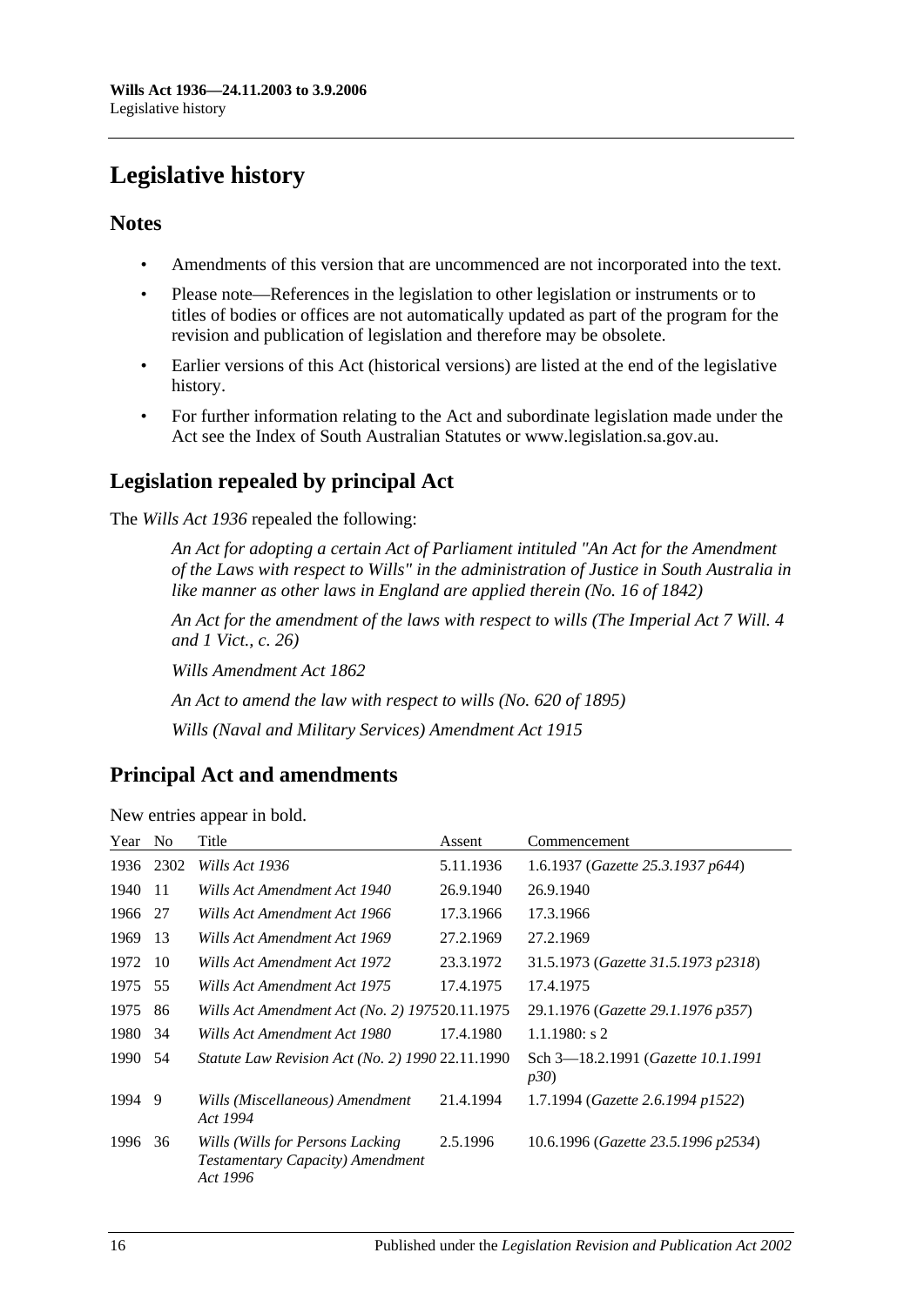# Legislative history

## Notes

- Amendments of this version that are uncommenced are not incorporated into the text.
- Please note—References in the legislation to other legislation or instruments or to titles of bodies or offices are not automatically updated as part of the program for the revision and publication of legislation and therefore may be obsolete.
- Earlier versions of this Act (historical versions) are listed at the end of the legislative history.
- For further information relating to the Act and subordinate legislation made under the Act see the Index of South Australian Statutes or www.legislation.sa.gov.au.

## Legislation repealed by principal Act

The *Wills Act 1936* repealed the following:

> *An Act for adopting a certain Act of Parliament intituled "An Act for the Amendment of the Laws with respect to Wills" in the administration of Justice in South Australia in like manner as other laws in England are applied therein (No. 16 of 1842)*
>
> *An Act for the amendment of the laws with respect to wills (The Imperial Act 7 Will. 4 and 1 Vict., c. 26)*
>
> *Wills Amendment Act 1862*
>
> *An Act to amend the law with respect to wills (No. 620 of 1895)*
>
> *Wills (Naval and Military Services) Amendment Act 1915*

## Principal Act and amendments

New entries appear in bold.

| Year | No | Title | Assent | Commencement |
|---|---|---|---|---|
| 1936 | 2302 | *Wills Act 1936* | 5.11.1936 | 1.6.1937 (*Gazette 25.3.1937 p644*) |
| 1940 | 11 | *Wills Act Amendment Act 1940* | 26.9.1940 | 26.9.1940 |
| 1966 | 27 | *Wills Act Amendment Act 1966* | 17.3.1966 | 17.3.1966 |
| 1969 | 13 | *Wills Act Amendment Act 1969* | 27.2.1969 | 27.2.1969 |
| 1972 | 10 | *Wills Act Amendment Act 1972* | 23.3.1972 | 31.5.1973 (*Gazette 31.5.1973 p2318*) |
| 1975 | 55 | *Wills Act Amendment Act 1975* | 17.4.1975 | 17.4.1975 |
| 1975 | 86 | *Wills Act Amendment Act (No. 2) 1975* | 20.11.1975 | 29.1.1976 (*Gazette 29.1.1976 p357*) |
| 1980 | 34 | *Wills Act Amendment Act 1980* | 17.4.1980 | 1.1.1980: s 2 |
| 1990 | 54 | *Statute Law Revision Act (No. 2) 1990* | 22.11.1990 | Sch 3—18.2.1991 (*Gazette 10.1.1991 p30*) |
| 1994 | 9 | *Wills (Miscellaneous) Amendment Act 1994* | 21.4.1994 | 1.7.1994 (*Gazette 2.6.1994 p1522*) |
| 1996 | 36 | *Wills (Wills for Persons Lacking Testamentary Capacity) Amendment Act 1996* | 2.5.1996 | 10.6.1996 (*Gazette 23.5.1996 p2534*) |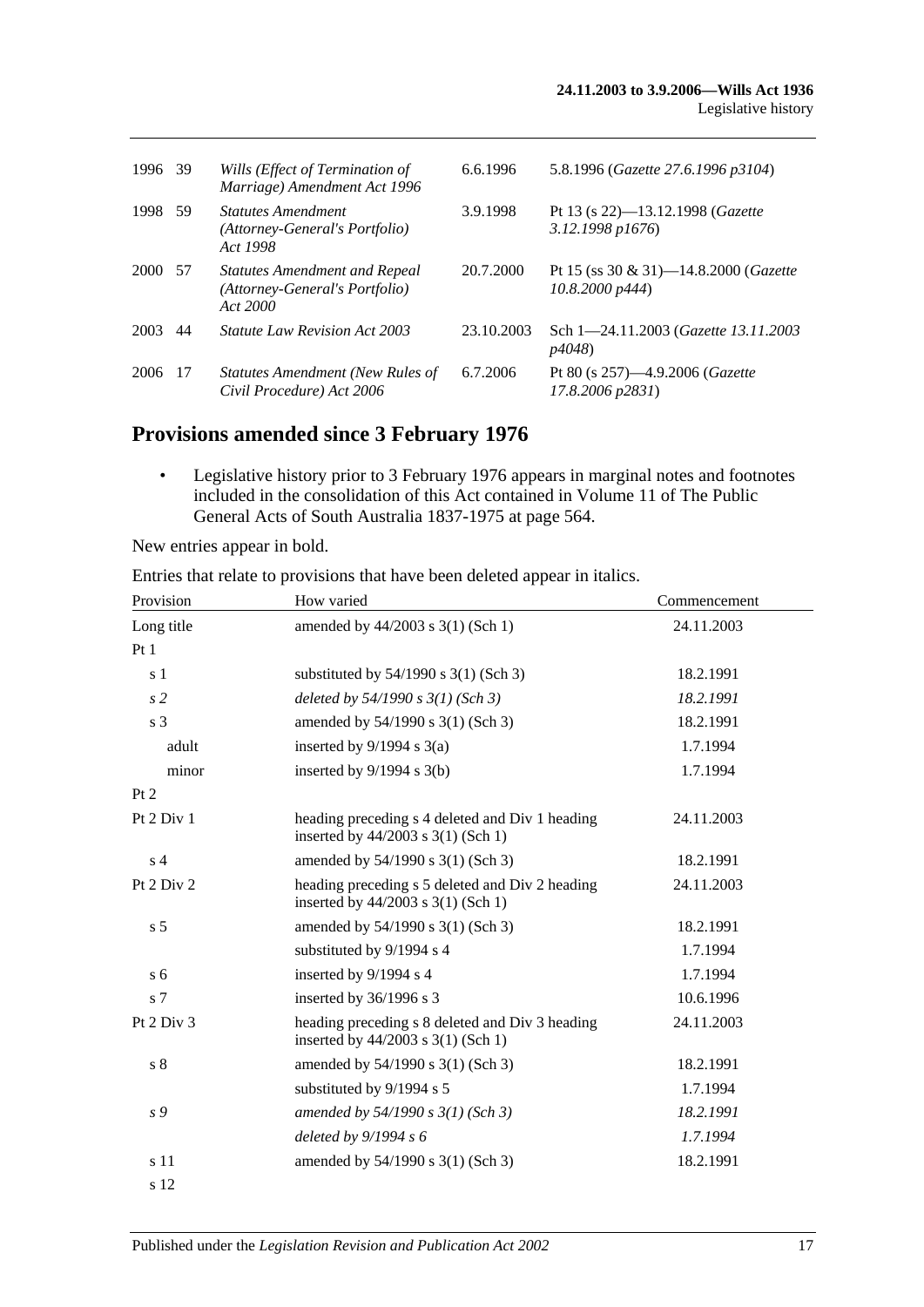| | | | | |
|---|---|---|---|---|
| 1996 | 39 | *Wills (Effect of Termination of Marriage) Amendment Act 1996* | 6.6.1996 | 5.8.1996 (*Gazette 27.6.1996 p3104*) |
| 1998 | 59 | *Statutes Amendment (Attorney-General's Portfolio) Act 1998* | 3.9.1998 | Pt 13 (s 22)—13.12.1998 (*Gazette 3.12.1998 p1676*) |
| 2000 | 57 | *Statutes Amendment and Repeal (Attorney-General's Portfolio) Act 2000* | 20.7.2000 | Pt 15 (ss 30 & 31)—14.8.2000 (*Gazette 10.8.2000 p444*) |
| 2003 | 44 | *Statute Law Revision Act 2003* | 23.10.2003 | Sch 1—24.11.2003 (*Gazette 13.11.2003 p4048*) |
| 2006 | 17 | *Statutes Amendment (New Rules of Civil Procedure) Act 2006* | 6.7.2006 | Pt 80 (s 257)—4.9.2006 (*Gazette 17.8.2006 p2831*) |

## Provisions amended since 3 February 1976

- Legislative history prior to 3 February 1976 appears in marginal notes and footnotes included in the consolidation of this Act contained in Volume 11 of The Public General Acts of South Australia 1837-1975 at page 564.

New entries appear in bold.

Entries that relate to provisions that have been deleted appear in italics.

| Provision | How varied | Commencement |
|---|---|---|
| Long title | amended by 44/2003 s 3(1) (Sch 1) | 24.11.2003 |
| Pt 1 | | |
| s 1 | substituted by 54/1990 s 3(1) (Sch 3) | 18.2.1991 |
| *s 2* | *deleted by 54/1990 s 3(1) (Sch 3)* | *18.2.1991* |
| s 3 | amended by 54/1990 s 3(1) (Sch 3) | 18.2.1991 |
| adult | inserted by 9/1994 s 3(a) | 1.7.1994 |
| minor | inserted by 9/1994 s 3(b) | 1.7.1994 |
| Pt 2 | | |
| Pt 2 Div 1 | heading preceding s 4 deleted and Div 1 heading inserted by 44/2003 s 3(1) (Sch 1) | 24.11.2003 |
| s 4 | amended by 54/1990 s 3(1) (Sch 3) | 18.2.1991 |
| Pt 2 Div 2 | heading preceding s 5 deleted and Div 2 heading inserted by 44/2003 s 3(1) (Sch 1) | 24.11.2003 |
| s 5 | amended by 54/1990 s 3(1) (Sch 3) | 18.2.1991 |
| | substituted by 9/1994 s 4 | 1.7.1994 |
| s 6 | inserted by 9/1994 s 4 | 1.7.1994 |
| s 7 | inserted by 36/1996 s 3 | 10.6.1996 |
| Pt 2 Div 3 | heading preceding s 8 deleted and Div 3 heading inserted by 44/2003 s 3(1) (Sch 1) | 24.11.2003 |
| s 8 | amended by 54/1990 s 3(1) (Sch 3) | 18.2.1991 |
| | substituted by 9/1994 s 5 | 1.7.1994 |
| *s 9* | *amended by 54/1990 s 3(1) (Sch 3)* | *18.2.1991* |
| | *deleted by 9/1994 s 6* | *1.7.1994* |
| s 11 | amended by 54/1990 s 3(1) (Sch 3) | 18.2.1991 |
| s 12 | | |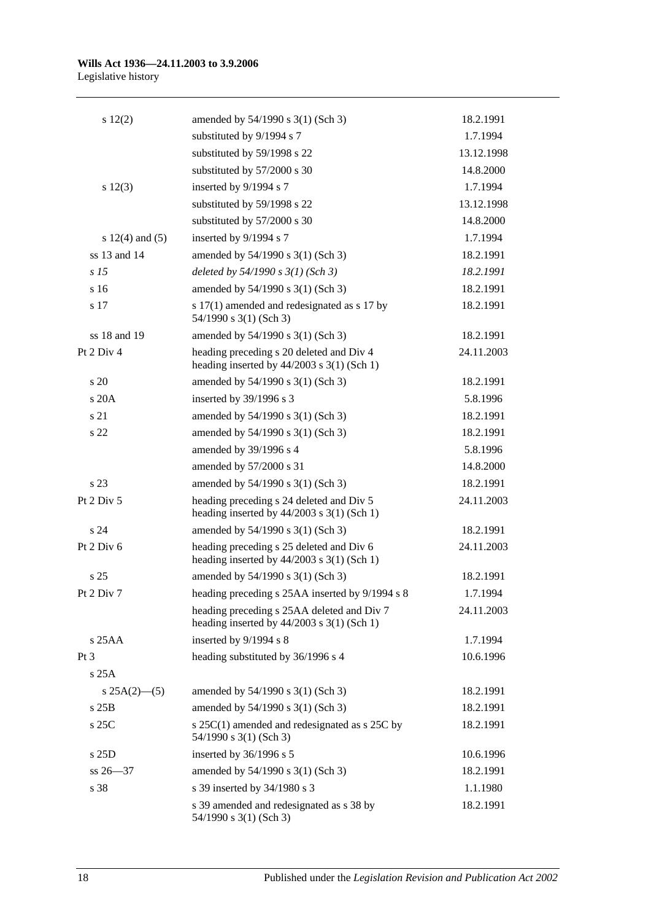| | | |
|---|---|---|
| s 12(2) | amended by 54/1990 s 3(1) (Sch 3) | 18.2.1991 |
| | substituted by 9/1994 s 7 | 1.7.1994 |
| | substituted by 59/1998 s 22 | 13.12.1998 |
| | substituted by 57/2000 s 30 | 14.8.2000 |
| s 12(3) | inserted by 9/1994 s 7 | 1.7.1994 |
| | substituted by 59/1998 s 22 | 13.12.1998 |
| | substituted by 57/2000 s 30 | 14.8.2000 |
| s 12(4) and (5) | inserted by 9/1994 s 7 | 1.7.1994 |
| ss 13 and 14 | amended by 54/1990 s 3(1) (Sch 3) | 18.2.1991 |
| *s 15* | *deleted by 54/1990 s 3(1) (Sch 3)* | *18.2.1991* |
| s 16 | amended by 54/1990 s 3(1) (Sch 3) | 18.2.1991 |
| s 17 | s 17(1) amended and redesignated as s 17 by 54/1990 s 3(1) (Sch 3) | 18.2.1991 |
| ss 18 and 19 | amended by 54/1990 s 3(1) (Sch 3) | 18.2.1991 |
| Pt 2 Div 4 | heading preceding s 20 deleted and Div 4 heading inserted by 44/2003 s 3(1) (Sch 1) | 24.11.2003 |
| s 20 | amended by 54/1990 s 3(1) (Sch 3) | 18.2.1991 |
| s 20A | inserted by 39/1996 s 3 | 5.8.1996 |
| s 21 | amended by 54/1990 s 3(1) (Sch 3) | 18.2.1991 |
| s 22 | amended by 54/1990 s 3(1) (Sch 3) | 18.2.1991 |
| | amended by 39/1996 s 4 | 5.8.1996 |
| | amended by 57/2000 s 31 | 14.8.2000 |
| s 23 | amended by 54/1990 s 3(1) (Sch 3) | 18.2.1991 |
| Pt 2 Div 5 | heading preceding s 24 deleted and Div 5 heading inserted by 44/2003 s 3(1) (Sch 1) | 24.11.2003 |
| s 24 | amended by 54/1990 s 3(1) (Sch 3) | 18.2.1991 |
| Pt 2 Div 6 | heading preceding s 25 deleted and Div 6 heading inserted by 44/2003 s 3(1) (Sch 1) | 24.11.2003 |
| s 25 | amended by 54/1990 s 3(1) (Sch 3) | 18.2.1991 |
| Pt 2 Div 7 | heading preceding s 25AA inserted by 9/1994 s 8 | 1.7.1994 |
| | heading preceding s 25AA deleted and Div 7 heading inserted by 44/2003 s 3(1) (Sch 1) | 24.11.2003 |
| s 25AA | inserted by 9/1994 s 8 | 1.7.1994 |
| Pt 3 | heading substituted by 36/1996 s 4 | 10.6.1996 |
| s 25A | | |
| s 25A(2)—(5) | amended by 54/1990 s 3(1) (Sch 3) | 18.2.1991 |
| s 25B | amended by 54/1990 s 3(1) (Sch 3) | 18.2.1991 |
| s 25C | s 25C(1) amended and redesignated as s 25C by 54/1990 s 3(1) (Sch 3) | 18.2.1991 |
| s 25D | inserted by 36/1996 s 5 | 10.6.1996 |
| ss 26—37 | amended by 54/1990 s 3(1) (Sch 3) | 18.2.1991 |
| s 38 | s 39 inserted by 34/1980 s 3 | 1.1.1980 |
| | s 39 amended and redesignated as s 38 by 54/1990 s 3(1) (Sch 3) | 18.2.1991 |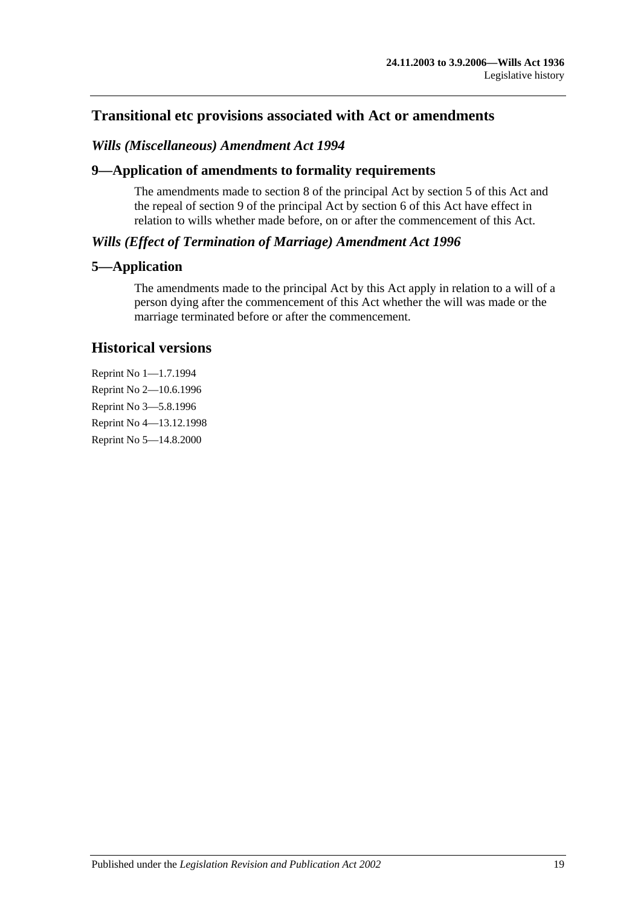## Transitional etc provisions associated with Act or amendments

### *Wills (Miscellaneous) Amendment Act 1994*

### 9—Application of amendments to formality requirements

The amendments made to section 8 of the principal Act by section 5 of this Act and the repeal of section 9 of the principal Act by section 6 of this Act have effect in relation to wills whether made before, on or after the commencement of this Act.

### *Wills (Effect of Termination of Marriage) Amendment Act 1996*

### 5—Application

The amendments made to the principal Act by this Act apply in relation to a will of a person dying after the commencement of this Act whether the will was made or the marriage terminated before or after the commencement.

## Historical versions

Reprint No 1—1.7.1994

Reprint No 2—10.6.1996

Reprint No 3—5.8.1996

Reprint No 4—13.12.1998

Reprint No 5—14.8.2000